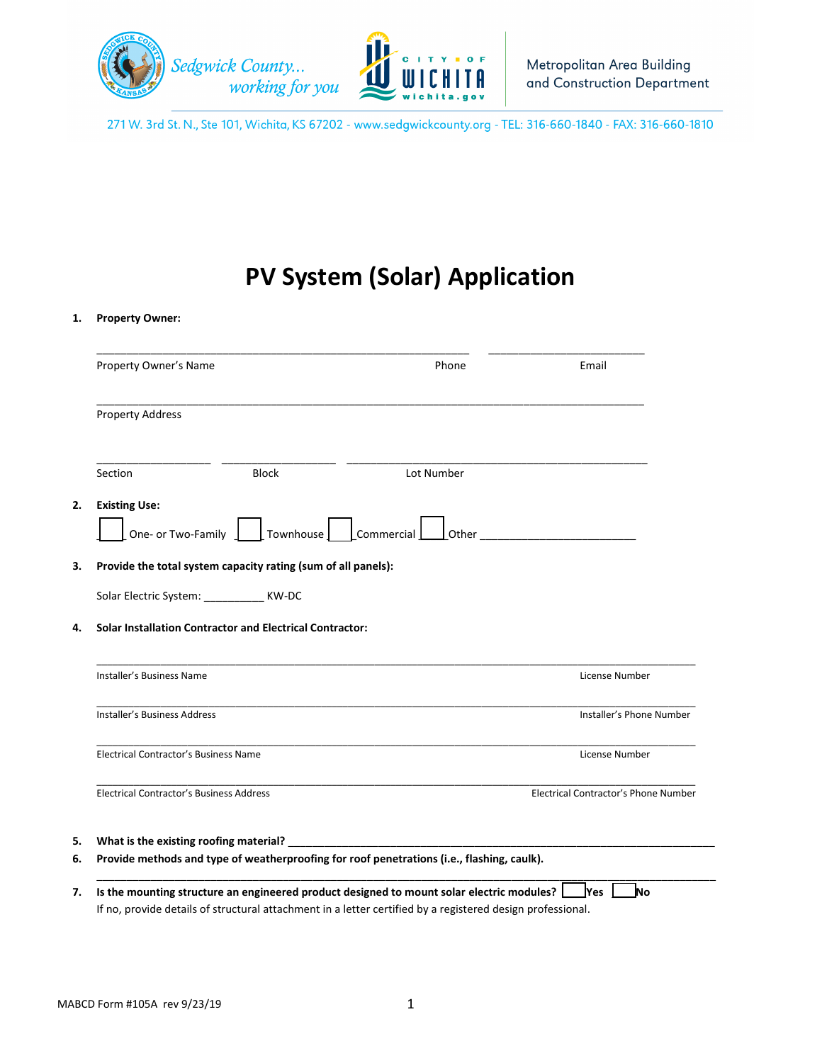Sedgwick County... working for you

CITY OF WICHITA wichita.gov

Metropolitan Area Building and Construction Department

271 W. 3rd St. N., Ste 101, Wichita, KS 67202 - www.sedgwickcounty.org - TEL: 316-660-1840 - FAX: 316-660-1810

# PV System (Solar) Application

1. **Property Owner:**

   ______________________________________________ ____________________

   Property Owner's Name Phone Email

   ________________________________________________________________________

   Property Address

   ________________ ________________ ____________________________________

   Section Block Lot Number

2. **Existing Use:**

   ☐ One- or Two-Family ☐ Townhouse ☐ Commercial ☐ Other ____________________

3. **Provide the total system capacity rating (sum of all panels):**

   Solar Electric System: __________ KW-DC

4. **Solar Installation Contractor and Electrical Contractor:**

   ________________________________________________________________________

   Installer's Business Name License Number

   ________________________________________________________________________

   Installer's Business Address Installer's Phone Number

   ________________________________________________________________________

   Electrical Contractor's Business Name License Number

   ________________________________________________________________________

   Electrical Contractor's Business Address Electrical Contractor's Phone Number

5. **What is the existing roofing material?** ____________________________________________

6. **Provide methods and type of weatherproofing for roof penetrations (i.e., flashing, caulk).**

   ________________________________________________________________________

7. **Is the mounting structure an engineered product designed to mount solar electric modules?** ☐ **Yes** ☐ **No**

   If no, provide details of structural attachment in a letter certified by a registered design professional.

MABCD Form #105A rev 9/23/19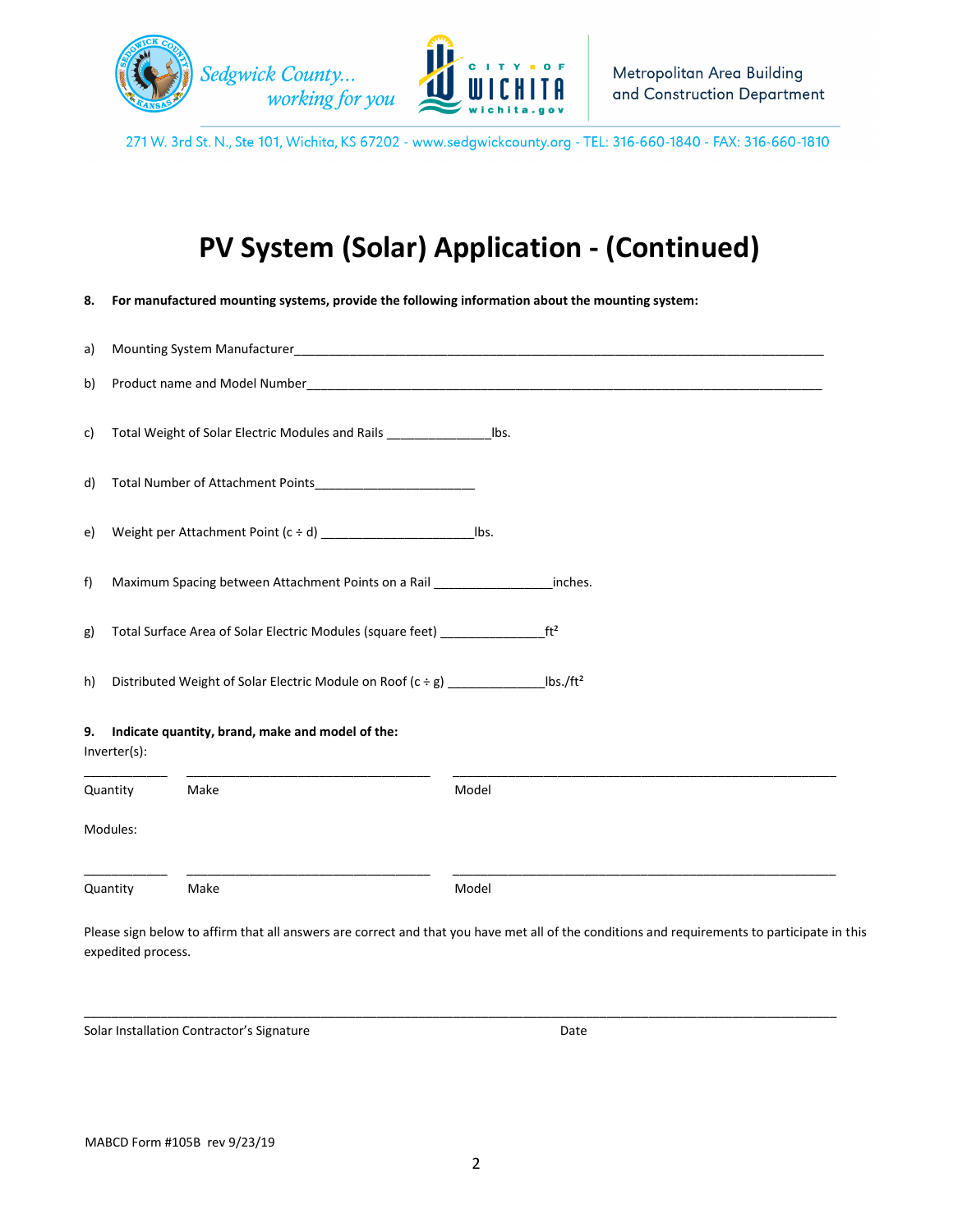Sedgwick County... working for you

CITY OF WICHITA wichita.gov

Metropolitan Area Building and Construction Department

271 W. 3rd St. N., Ste 101, Wichita, KS 67202 - www.sedgwickcounty.org - TEL: 316-660-1840 - FAX: 316-660-1810

# PV System (Solar) Application - (Continued)

**8. For manufactured mounting systems, provide the following information about the mounting system:**

a) Mounting System Manufacturer________________________________________________________________________________

b) Product name and Model Number_____________________________________________________________________________

c) Total Weight of Solar Electric Modules and Rails _______________lbs.

d) Total Number of Attachment Points_______________________

e) Weight per Attachment Point (c ÷ d) _____________________lbs.

f) Maximum Spacing between Attachment Points on a Rail _________________inches.

g) Total Surface Area of Solar Electric Modules (square feet) _______________ft²

h) Distributed Weight of Solar Electric Module on Roof (c ÷ g) ______________lbs./ft²

**9. Indicate quantity, brand, make and model of the:**

Inverter(s):

____________ ___________________________________ _______________________________________________________

Quantity Make Model

Modules:

____________ ___________________________________ _______________________________________________________

Quantity Make Model

Please sign below to affirm that all answers are correct and that you have met all of the conditions and requirements to participate in this expedited process.

______________________________________________________________________________________________________________

Solar Installation Contractor's Signature Date

MABCD Form #105B rev 9/23/19